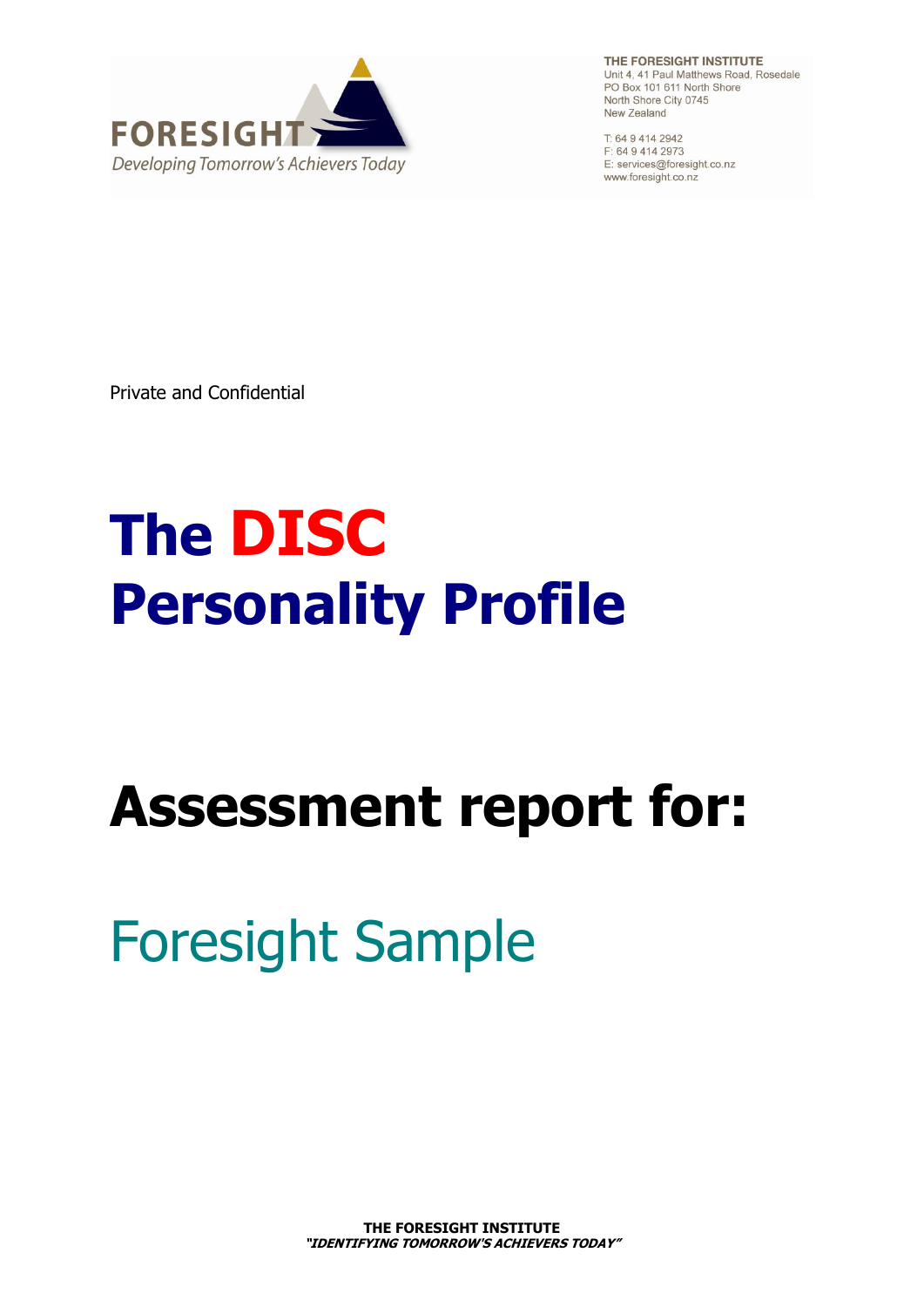FORESIGHT
*Developing Tomorrow's Achievers Today*

**THE FORESIGHT INSTITUTE**
Unit 4, 41 Paul Matthews Road, Rosedale
PO Box 101 611 North Shore
North Shore City 0745
New Zealand

T: 64 9 414 2942
F: 64 9 414 2973
E: services@foresight.co.nz
www.foresight.co.nz

Private and Confidential

# The DISC Personality Profile

# Assessment report for:

## Foresight Sample

**THE FORESIGHT INSTITUTE**
***"IDENTIFYING TOMORROW'S ACHIEVERS TODAY"***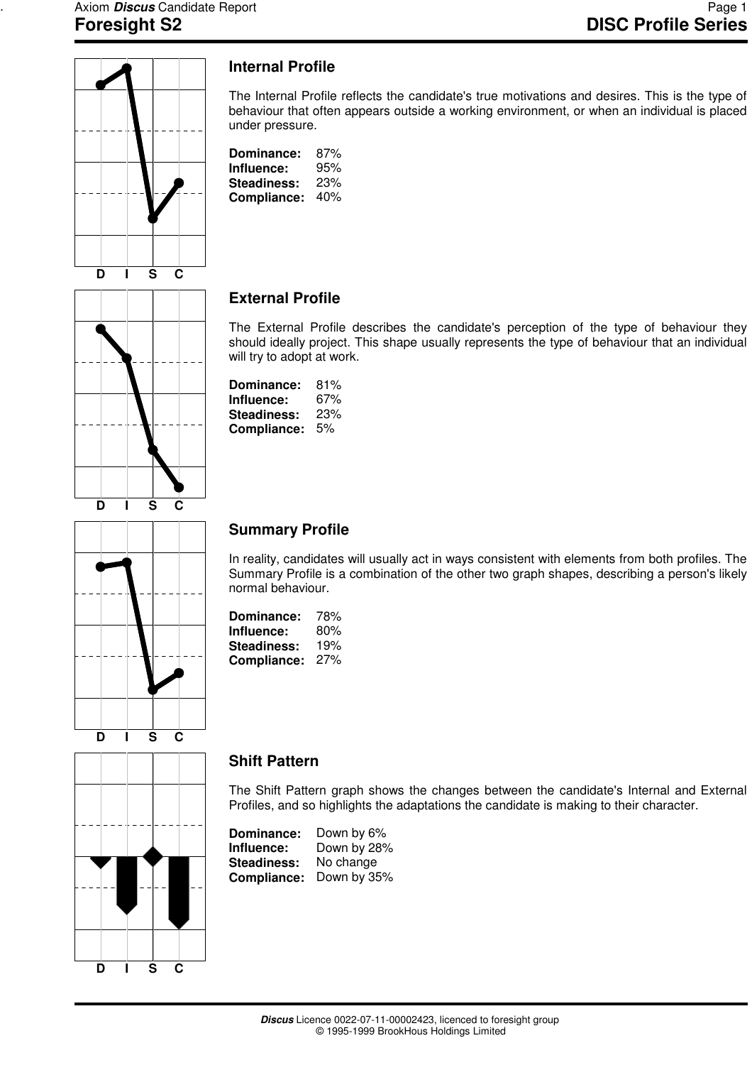## Internal Profile

D I S C

The Internal Profile reflects the candidate's true motivations and desires. This is the type of behaviour that often appears outside a working environment, or when an individual is placed under pressure.

**Dominance:** 87%
**Influence:** 95%
**Steadiness:** 23%
**Compliance:** 40%

## External Profile

D I S C

The External Profile describes the candidate's perception of the type of behaviour they should ideally project. This shape usually represents the type of behaviour that an individual will try to adopt at work.

**Dominance:** 81%
**Influence:** 67%
**Steadiness:** 23%
**Compliance:** 5%

## Summary Profile

D I S C

In reality, candidates will usually act in ways consistent with elements from both profiles. The Summary Profile is a combination of the other two graph shapes, describing a person's likely normal behaviour.

**Dominance:** 78%
**Influence:** 80%
**Steadiness:** 19%
**Compliance:** 27%

## Shift Pattern

D I S C

The Shift Pattern graph shows the changes between the candidate's Internal and External Profiles, and so highlights the adaptations the candidate is making to their character.

**Dominance:** Down by 6%
**Influence:** Down by 28%
**Steadiness:** No change
**Compliance:** Down by 35%

***Discus*** Licence 0022-07-11-00002423, licenced to foresight group
© 1995-1999 BrookHous Holdings Limited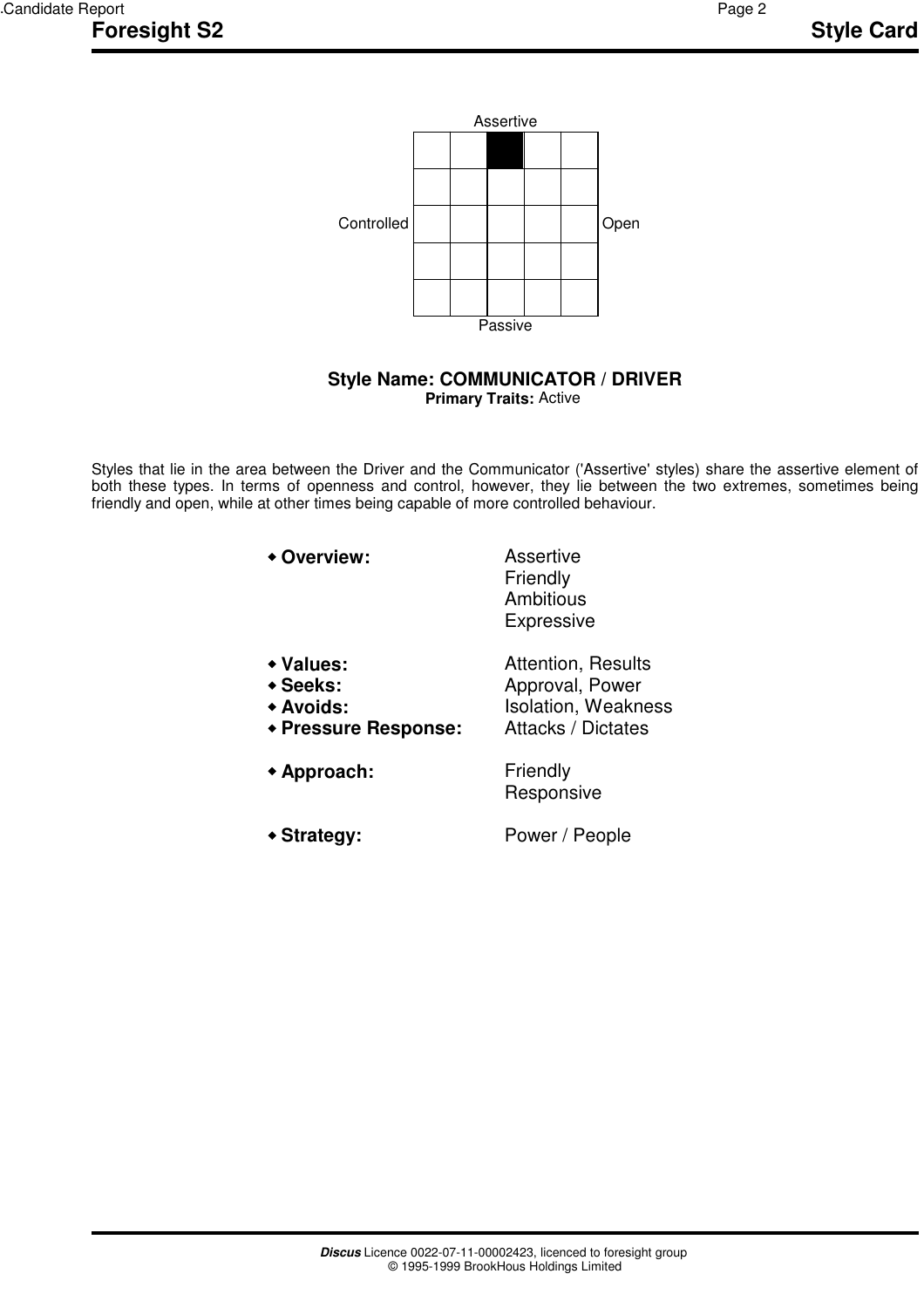Assertive

Controlled

Open

Passive

**Style Name: COMMUNICATOR / DRIVER**

**Primary Traits:** Active

Styles that lie in the area between the Driver and the Communicator ('Assertive' styles) share the assertive element of both these types. In terms of openness and control, however, they lie between the two extremes, sometimes being friendly and open, while at other times being capable of more controlled behaviour.

| | |
|---|---|
| ◆ **Overview:** | Assertive<br>Friendly<br>Ambitious<br>Expressive |
| ◆ **Values:** | Attention, Results |
| ◆ **Seeks:** | Approval, Power |
| ◆ **Avoids:** | Isolation, Weakness |
| ◆ **Pressure Response:** | Attacks / Dictates |
| ◆ **Approach:** | Friendly<br>Responsive |
| ◆ **Strategy:** | Power / People |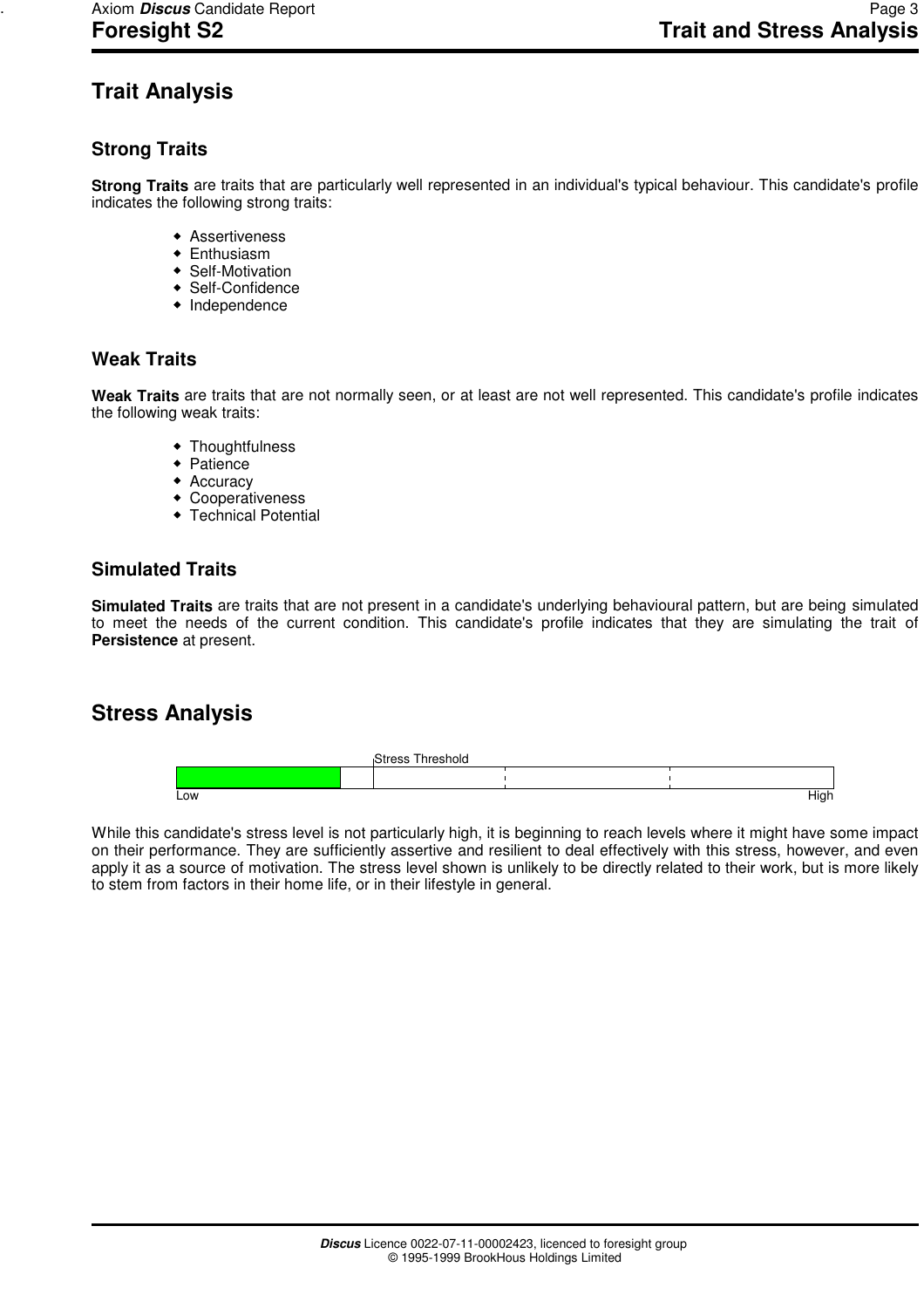# Trait Analysis

## Strong Traits

**Strong Traits** are traits that are particularly well represented in an individual's typical behaviour. This candidate's profile indicates the following strong traits:

- Assertiveness
- Enthusiasm
- Self-Motivation
- Self-Confidence
- Independence

## Weak Traits

**Weak Traits** are traits that are not normally seen, or at least are not well represented. This candidate's profile indicates the following weak traits:

- Thoughtfulness
- Patience
- Accuracy
- Cooperativeness
- Technical Potential

## Simulated Traits

**Simulated Traits** are traits that are not present in a candidate's underlying behavioural pattern, but are being simulated to meet the needs of the current condition. This candidate's profile indicates that they are simulating the trait of **Persistence** at present.

# Stress Analysis

Stress Threshold

Low

High

While this candidate's stress level is not particularly high, it is beginning to reach levels where it might have some impact on their performance. They are sufficiently assertive and resilient to deal effectively with this stress, however, and even apply it as a source of motivation. The stress level shown is unlikely to be directly related to their work, but is more likely to stem from factors in their home life, or in their lifestyle in general.

*Discus* Licence 0022-07-11-00002423, licenced to foresight group
© 1995-1999 BrookHous Holdings Limited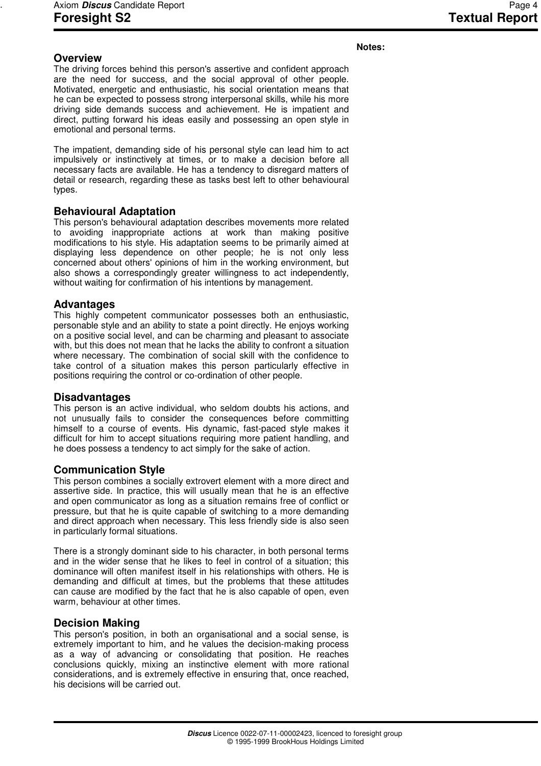**Notes:**

## Overview

The driving forces behind this person's assertive and confident approach are the need for success, and the social approval of other people. Motivated, energetic and enthusiastic, his social orientation means that he can be expected to possess strong interpersonal skills, while his more driving side demands success and achievement. He is impatient and direct, putting forward his ideas easily and possessing an open style in emotional and personal terms.

The impatient, demanding side of his personal style can lead him to act impulsively or instinctively at times, or to make a decision before all necessary facts are available. He has a tendency to disregard matters of detail or research, regarding these as tasks best left to other behavioural types.

## Behavioural Adaptation

This person's behavioural adaptation describes movements more related to avoiding inappropriate actions at work than making positive modifications to his style. His adaptation seems to be primarily aimed at displaying less dependence on other people; he is not only less concerned about others' opinions of him in the working environment, but also shows a correspondingly greater willingness to act independently, without waiting for confirmation of his intentions by management.

## Advantages

This highly competent communicator possesses both an enthusiastic, personable style and an ability to state a point directly. He enjoys working on a positive social level, and can be charming and pleasant to associate with, but this does not mean that he lacks the ability to confront a situation where necessary. The combination of social skill with the confidence to take control of a situation makes this person particularly effective in positions requiring the control or co-ordination of other people.

## Disadvantages

This person is an active individual, who seldom doubts his actions, and not unusually fails to consider the consequences before committing himself to a course of events. His dynamic, fast-paced style makes it difficult for him to accept situations requiring more patient handling, and he does possess a tendency to act simply for the sake of action.

## Communication Style

This person combines a socially extrovert element with a more direct and assertive side. In practice, this will usually mean that he is an effective and open communicator as long as a situation remains free of conflict or pressure, but that he is quite capable of switching to a more demanding and direct approach when necessary. This less friendly side is also seen in particularly formal situations.

There is a strongly dominant side to his character, in both personal terms and in the wider sense that he likes to feel in control of a situation; this dominance will often manifest itself in his relationships with others. He is demanding and difficult at times, but the problems that these attitudes can cause are modified by the fact that he is also capable of open, even warm, behaviour at other times.

## Decision Making

This person's position, in both an organisational and a social sense, is extremely important to him, and he values the decision-making process as a way of advancing or consolidating that position. He reaches conclusions quickly, mixing an instinctive element with more rational considerations, and is extremely effective in ensuring that, once reached, his decisions will be carried out.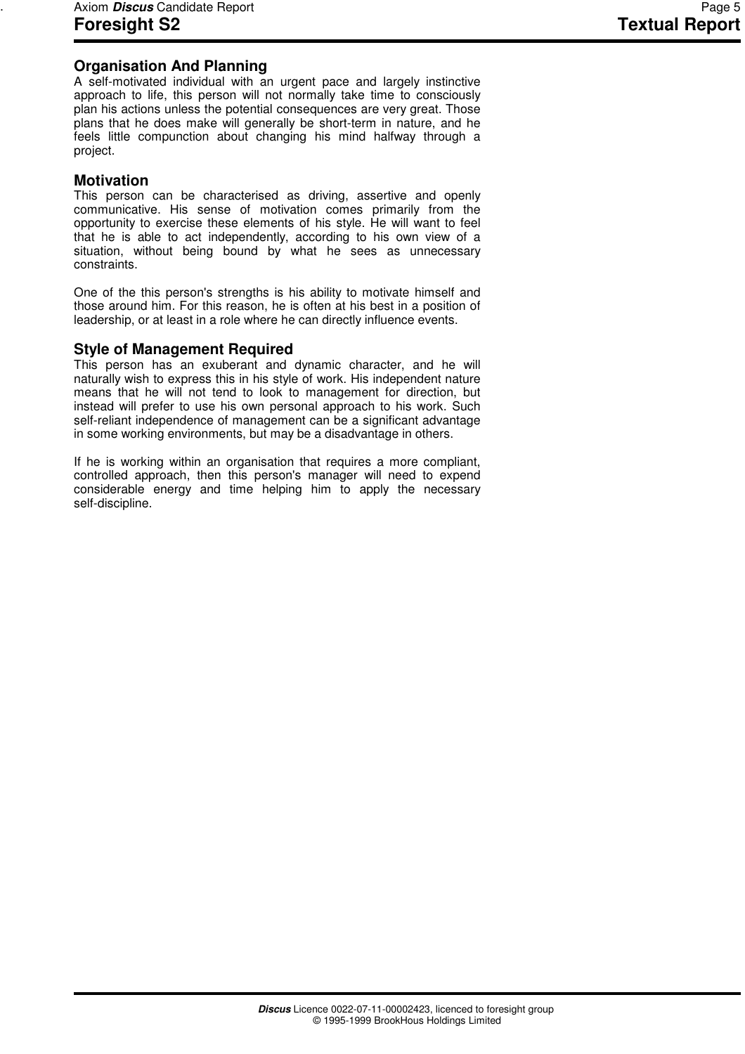## Organisation And Planning

A self-motivated individual with an urgent pace and largely instinctive approach to life, this person will not normally take time to consciously plan his actions unless the potential consequences are very great. Those plans that he does make will generally be short-term in nature, and he feels little compunction about changing his mind halfway through a project.

## Motivation

This person can be characterised as driving, assertive and openly communicative. His sense of motivation comes primarily from the opportunity to exercise these elements of his style. He will want to feel that he is able to act independently, according to his own view of a situation, without being bound by what he sees as unnecessary constraints.

One of the this person's strengths is his ability to motivate himself and those around him. For this reason, he is often at his best in a position of leadership, or at least in a role where he can directly influence events.

## Style of Management Required

This person has an exuberant and dynamic character, and he will naturally wish to express this in his style of work. His independent nature means that he will not tend to look to management for direction, but instead will prefer to use his own personal approach to his work. Such self-reliant independence of management can be a significant advantage in some working environments, but may be a disadvantage in others.

If he is working within an organisation that requires a more compliant, controlled approach, then this person's manager will need to expend considerable energy and time helping him to apply the necessary self-discipline.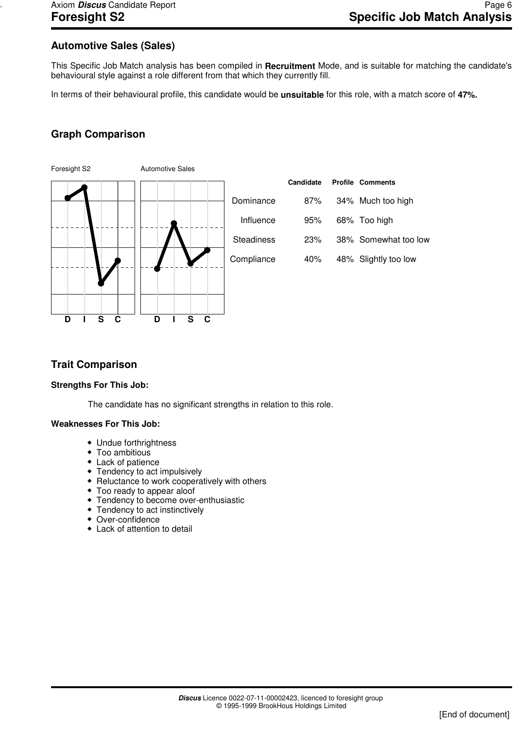## Automotive Sales (Sales)

This Specific Job Match analysis has been compiled in **Recruitment** Mode, and is suitable for matching the candidate's behavioural style against a role different from that which they currently fill.

In terms of their behavioural profile, this candidate would be **unsuitable** for this role, with a match score of **47%.**

## Graph Comparison

Foresight S2

D I S C

Automotive Sales

D I S C

| | Candidate | Profile | Comments |
|---|---|---|---|
| Dominance | 87% | 34% | Much too high |
| Influence | 95% | 68% | Too high |
| Steadiness | 23% | 38% | Somewhat too low |
| Compliance | 40% | 48% | Slightly too low |

## Trait Comparison

**Strengths For This Job:**

The candidate has no significant strengths in relation to this role.

**Weaknesses For This Job:**

- Undue forthrightness
- Too ambitious
- Lack of patience
- Tendency to act impulsively
- Reluctance to work cooperatively with others
- Too ready to appear aloof
- Tendency to become over-enthusiastic
- Tendency to act instinctively
- Over-confidence
- Lack of attention to detail

*Discus* Licence 0022-07-11-00002423, licenced to foresight group
© 1995-1999 BrookHous Holdings Limited

[End of document]